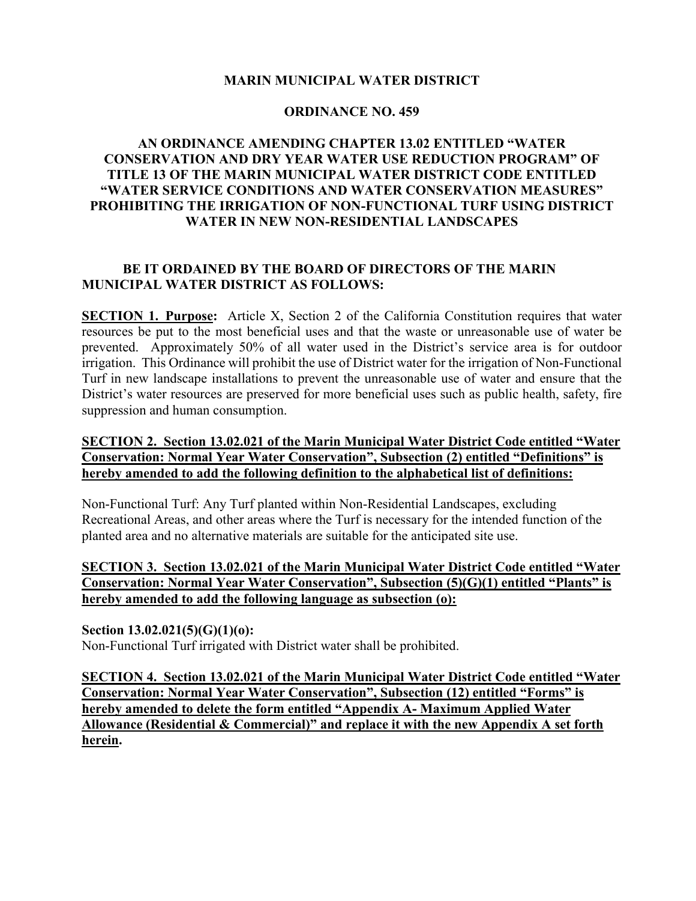# MARIN MUNICIPAL WATER DISTRICT

## ORDINANCE NO. 459

## AN ORDINANCE AMENDING CHAPTER 13.02 ENTITLED "WATER CONSERVATION AND DRY YEAR WATER USE REDUCTION PROGRAM" OF TITLE 13 OF THE MARIN MUNICIPAL WATER DISTRICT CODE ENTITLED "WATER SERVICE CONDITIONS AND WATER CONSERVATION MEASURES" PROHIBITING THE IRRIGATION OF NON-FUNCTIONAL TURF USING DISTRICT WATER IN NEW NON-RESIDENTIAL LANDSCAPES

**BE IT ORDAINED BY THE BOARD OF DIRECTORS OF THE MARIN MUNICIPAL WATER DISTRICT AS FOLLOWS:**

**SECTION 1. Purpose:** Article X, Section 2 of the California Constitution requires that water resources be put to the most beneficial uses and that the waste or unreasonable use of water be prevented. Approximately 50% of all water used in the District's service area is for outdoor irrigation. This Ordinance will prohibit the use of District water for the irrigation of Non-Functional Turf in new landscape installations to prevent the unreasonable use of water and ensure that the District's water resources are preserved for more beneficial uses such as public health, safety, fire suppression and human consumption.

**SECTION 2. Section 13.02.021 of the Marin Municipal Water District Code entitled "Water Conservation: Normal Year Water Conservation", Subsection (2) entitled "Definitions" is hereby amended to add the following definition to the alphabetical list of definitions:**

Non-Functional Turf: Any Turf planted within Non-Residential Landscapes, excluding Recreational Areas, and other areas where the Turf is necessary for the intended function of the planted area and no alternative materials are suitable for the anticipated site use.

**SECTION 3. Section 13.02.021 of the Marin Municipal Water District Code entitled "Water Conservation: Normal Year Water Conservation", Subsection (5)(G)(1) entitled "Plants" is hereby amended to add the following language as subsection (o):**

**Section 13.02.021(5)(G)(1)(o):**
Non-Functional Turf irrigated with District water shall be prohibited.

**SECTION 4. Section 13.02.021 of the Marin Municipal Water District Code entitled "Water Conservation: Normal Year Water Conservation", Subsection (12) entitled "Forms" is hereby amended to delete the form entitled "Appendix A- Maximum Applied Water Allowance (Residential & Commercial)" and replace it with the new Appendix A set forth herein.**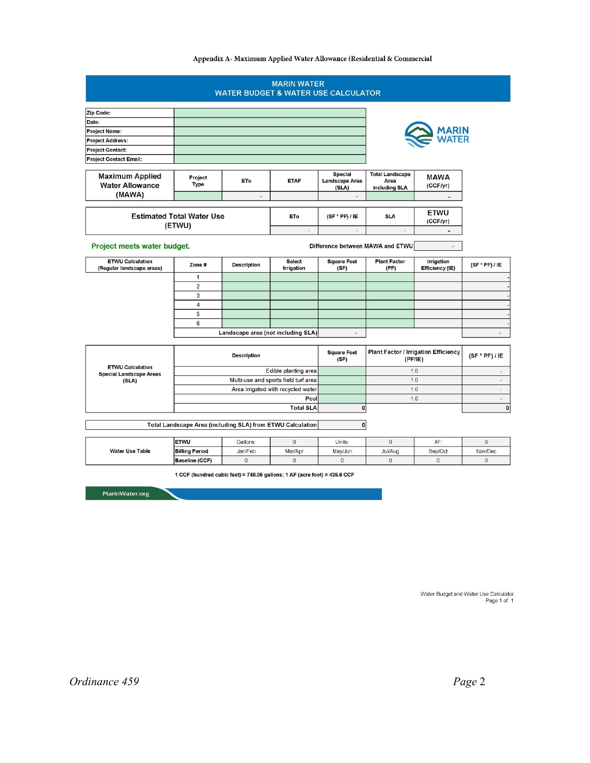Appendix A- Maximum Applied Water Allowance (Residential & Commercial

## MARIN WATER
## WATER BUDGET & WATER USE CALCULATOR

| | |
|---|---|
| Zip Code: | |
| Date: | |
| Project Name: | |
| Project Address: | |
| Project Contact: | |
| Project Contact Email: | |

MARIN WATER

| Maximum Applied Water Allowance (MAWA) | Project Type | ETo | ETAF | Special Landscape Area (SLA) | Total Landscape Area including SLA | MAWA (CCF/yr) |
|---|---|---|---|---|---|---|
| | | - | | - | | - |

| Estimated Total Water Use (ETWU) | ETo | (SF * PF) / IE | SLA | ETWU (CCF/yr) |
|---|---|---|---|---|
| | - | - | - | - |

**Project meets water budget.**

Difference between MAWA and ETWU: -

| ETWU Calculation (Regular landscape areas) | Zone # | Description | Select Irrigation | Square Feet (SF) | Plant Factor (PF) | Irrigation Efficiency (IE) | (SF * PF) / IE |
|---|---|---|---|---|---|---|---|
| | 1 | | | | | | - |
| | 2 | | | | | | - |
| | 3 | | | | | | - |
| | 4 | | | | | | - |
| | 5 | | | | | | - |
| | 6 | | | | | | - |
| | | Landscape area (not including SLA) | | - | | | - |

| ETWU Calculation Special Landscape Areas (SLA) | Description | Square Feet (SF) | Plant Factor / Irrigation Efficiency (PF/IE) | (SF * PF) / IE |
|---|---|---|---|---|
| | Edible planting area | | 1.0 | - |
| | Multi-use and sports field turf area | | 1.0 | - |
| | Area irrigated with recycled water | | 1.0 | - |
| | Pool | | 1.0 | - |
| | Total SLA | 0 | | 0 |

| Total Landscape Area (including SLA) from ETWU Calculation | 0 |
|---|---|

| Water Use Table | ETWU | Gallons: | 0 | Units: | 0 | AF: | 0 |
|---|---|---|---|---|---|---|---|
| | Billing Period | Jan/Feb | Mar/Apr | May/Jun | Jul/Aug | Sep/Oct | Nov/Dec |
| | Baseline (CCF) | 0 | 0 | 0 | 0 | 0 | 0 |

1 CCF (hundred cubic feet) = 748.05 gallons; 1 AF (acre foot) = 435.6 CCF

MarinWater.org

Water Budget and Water Use Calculator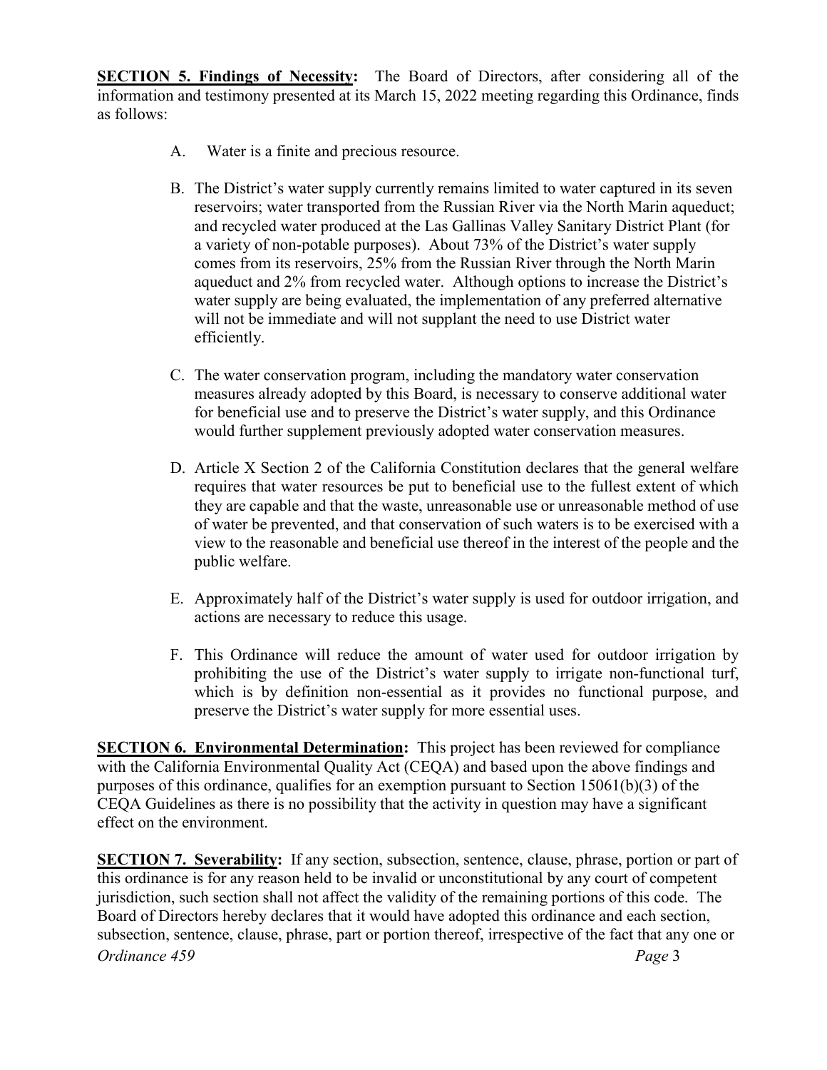**SECTION 5. Findings of Necessity:** The Board of Directors, after considering all of the information and testimony presented at its March 15, 2022 meeting regarding this Ordinance, finds as follows:

A. Water is a finite and precious resource.

B. The District's water supply currently remains limited to water captured in its seven reservoirs; water transported from the Russian River via the North Marin aqueduct; and recycled water produced at the Las Gallinas Valley Sanitary District Plant (for a variety of non-potable purposes). About 73% of the District's water supply comes from its reservoirs, 25% from the Russian River through the North Marin aqueduct and 2% from recycled water. Although options to increase the District's water supply are being evaluated, the implementation of any preferred alternative will not be immediate and will not supplant the need to use District water efficiently.

C. The water conservation program, including the mandatory water conservation measures already adopted by this Board, is necessary to conserve additional water for beneficial use and to preserve the District's water supply, and this Ordinance would further supplement previously adopted water conservation measures.

D. Article X Section 2 of the California Constitution declares that the general welfare requires that water resources be put to beneficial use to the fullest extent of which they are capable and that the waste, unreasonable use or unreasonable method of use of water be prevented, and that conservation of such waters is to be exercised with a view to the reasonable and beneficial use thereof in the interest of the people and the public welfare.

E. Approximately half of the District's water supply is used for outdoor irrigation, and actions are necessary to reduce this usage.

F. This Ordinance will reduce the amount of water used for outdoor irrigation by prohibiting the use of the District's water supply to irrigate non-functional turf, which is by definition non-essential as it provides no functional purpose, and preserve the District's water supply for more essential uses.

**SECTION 6. Environmental Determination:** This project has been reviewed for compliance with the California Environmental Quality Act (CEQA) and based upon the above findings and purposes of this ordinance, qualifies for an exemption pursuant to Section 15061(b)(3) of the CEQA Guidelines as there is no possibility that the activity in question may have a significant effect on the environment.

**SECTION 7. Severability:** If any section, subsection, sentence, clause, phrase, portion or part of this ordinance is for any reason held to be invalid or unconstitutional by any court of competent jurisdiction, such section shall not affect the validity of the remaining portions of this code. The Board of Directors hereby declares that it would have adopted this ordinance and each section, subsection, sentence, clause, phrase, part or portion thereof, irrespective of the fact that any one or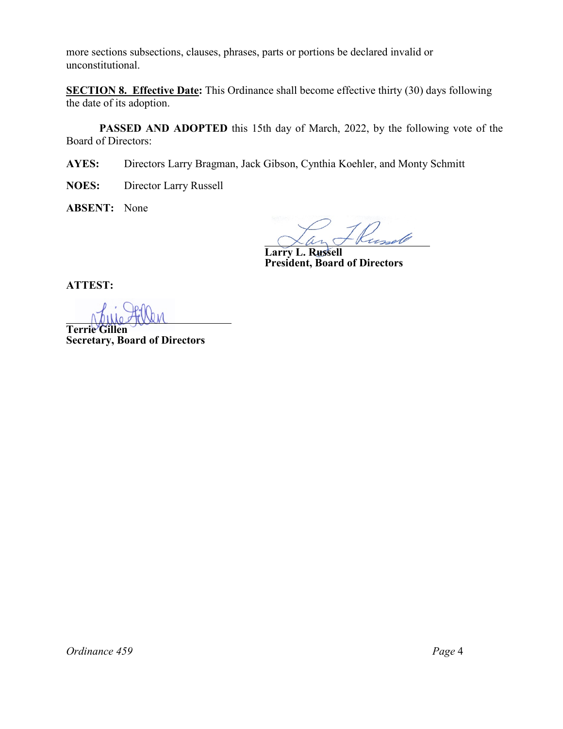more sections subsections, clauses, phrases, parts or portions be declared invalid or unconstitutional.

**SECTION 8. Effective Date:** This Ordinance shall become effective thirty (30) days following the date of its adoption.

**PASSED AND ADOPTED** this 15th day of March, 2022, by the following vote of the Board of Directors:

**AYES:** Directors Larry Bragman, Jack Gibson, Cynthia Koehler, and Monty Schmitt

**NOES:** Director Larry Russell

**ABSENT:** None

**Larry L. Russell**
**President, Board of Directors**

**ATTEST:**

**Terrie Gillen**
**Secretary, Board of Directors**

*Ordinance 459*